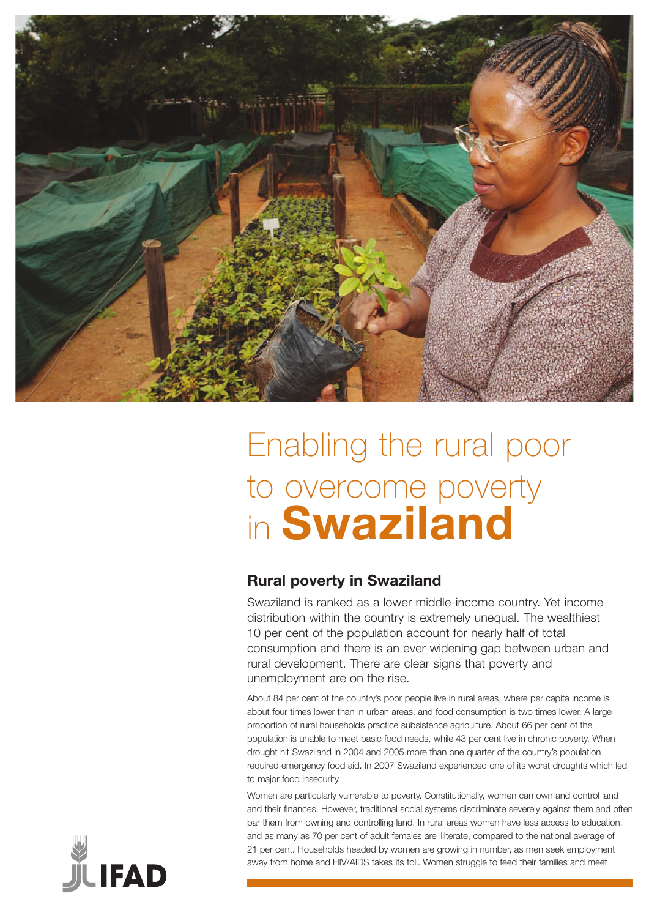# Enabling the rural poor to overcome poverty in **Swaziland**

## Rural poverty in Swaziland

Swaziland is ranked as a lower middle-income country. Yet income distribution within the country is extremely unequal. The wealthiest 10 per cent of the population account for nearly half of total consumption and there is an ever-widening gap between urban and rural development. There are clear signs that poverty and unemployment are on the rise.

About 84 per cent of the country's poor people live in rural areas, where per capita income is about four times lower than in urban areas, and food consumption is two times lower. A large proportion of rural households practice subsistence agriculture. About 66 per cent of the population is unable to meet basic food needs, while 43 per cent live in chronic poverty. When drought hit Swaziland in 2004 and 2005 more than one quarter of the country's population required emergency food aid. In 2007 Swaziland experienced one of its worst droughts which led to major food insecurity.

Women are particularly vulnerable to poverty. Constitutionally, women can own and control land and their finances. However, traditional social systems discriminate severely against them and often bar them from owning and controlling land. In rural areas women have less access to education, and as many as 70 per cent of adult females are illiterate, compared to the national average of 21 per cent. Households headed by women are growing in number, as men seek employment away from home and HIV/AIDS takes its toll. Women struggle to feed their families and meet

IFAD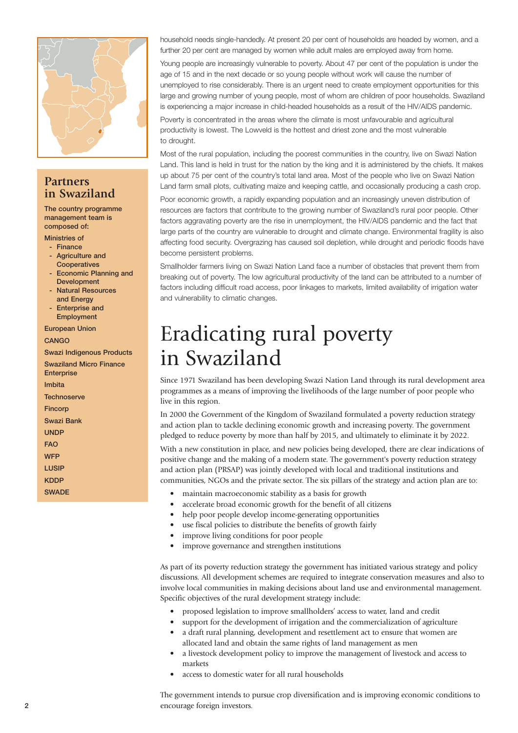## Partners in Swaziland

The country programme management team is composed of:

Ministries of

- Finance
- Agriculture and Cooperatives
- Economic Planning and Development
- Natural Resources and Energy
- Enterprise and Employment

European Union

CANGO

Swazi Indigenous Products

Swaziland Micro Finance Enterprise

Imbita

Technoserve

Fincorp

Swazi Bank

UNDP

FAO

WFP

LUSIP

KDDP

SWADE

household needs single-handedly. At present 20 per cent of households are headed by women, and a further 20 per cent are managed by women while adult males are employed away from home.

Young people are increasingly vulnerable to poverty. About 47 per cent of the population is under the age of 15 and in the next decade or so young people without work will cause the number of unemployed to rise considerably. There is an urgent need to create employment opportunities for this large and growing number of young people, most of whom are children of poor households. Swaziland is experiencing a major increase in child-headed households as a result of the HIV/AIDS pandemic.

Poverty is concentrated in the areas where the climate is most unfavourable and agricultural productivity is lowest. The Lowveld is the hottest and driest zone and the most vulnerable to drought.

Most of the rural population, including the poorest communities in the country, live on Swazi Nation Land. This land is held in trust for the nation by the king and it is administered by the chiefs. It makes up about 75 per cent of the country's total land area. Most of the people who live on Swazi Nation Land farm small plots, cultivating maize and keeping cattle, and occasionally producing a cash crop.

Poor economic growth, a rapidly expanding population and an increasingly uneven distribution of resources are factors that contribute to the growing number of Swaziland's rural poor people. Other factors aggravating poverty are the rise in unemployment, the HIV/AIDS pandemic and the fact that large parts of the country are vulnerable to drought and climate change. Environmental fragility is also affecting food security. Overgrazing has caused soil depletion, while drought and periodic floods have become persistent problems.

Smallholder farmers living on Swazi Nation Land face a number of obstacles that prevent them from breaking out of poverty. The low agricultural productivity of the land can be attributed to a number of factors including difficult road access, poor linkages to markets, limited availability of irrigation water and vulnerability to climatic changes.

# Eradicating rural poverty in Swaziland

Since 1971 Swaziland has been developing Swazi Nation Land through its rural development area programmes as a means of improving the livelihoods of the large number of poor people who live in this region.

In 2000 the Government of the Kingdom of Swaziland formulated a poverty reduction strategy and action plan to tackle declining economic growth and increasing poverty. The government pledged to reduce poverty by more than half by 2015, and ultimately to eliminate it by 2022.

With a new constitution in place, and new policies being developed, there are clear indications of positive change and the making of a modern state. The government's poverty reduction strategy and action plan (PRSAP) was jointly developed with local and traditional institutions and communities, NGOs and the private sector. The six pillars of the strategy and action plan are to:

- maintain macroeconomic stability as a basis for growth
- accelerate broad economic growth for the benefit of all citizens
- help poor people develop income-generating opportunities
- use fiscal policies to distribute the benefits of growth fairly
- improve living conditions for poor people
- improve governance and strengthen institutions

As part of its poverty reduction strategy the government has initiated various strategy and policy discussions. All development schemes are required to integrate conservation measures and also to involve local communities in making decisions about land use and environmental management. Specific objectives of the rural development strategy include:

- proposed legislation to improve smallholders' access to water, land and credit
- support for the development of irrigation and the commercialization of agriculture
- a draft rural planning, development and resettlement act to ensure that women are allocated land and obtain the same rights of land management as men
- a livestock development policy to improve the management of livestock and access to markets
- access to domestic water for all rural households

The government intends to pursue crop diversification and is improving economic conditions to encourage foreign investors.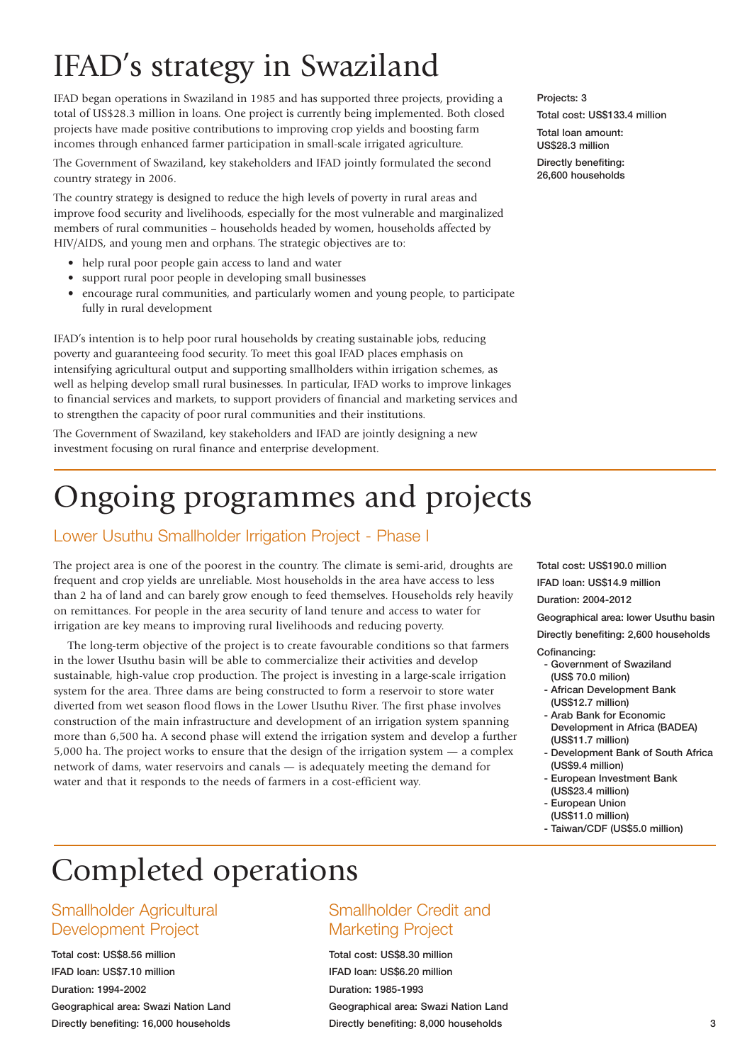# IFAD's strategy in Swaziland

IFAD began operations in Swaziland in 1985 and has supported three projects, providing a total of US$28.3 million in loans. One project is currently being implemented. Both closed projects have made positive contributions to improving crop yields and boosting farm incomes through enhanced farmer participation in small-scale irrigated agriculture.

The Government of Swaziland, key stakeholders and IFAD jointly formulated the second country strategy in 2006.

The country strategy is designed to reduce the high levels of poverty in rural areas and improve food security and livelihoods, especially for the most vulnerable and marginalized members of rural communities – households headed by women, households affected by HIV/AIDS, and young men and orphans. The strategic objectives are to:

- help rural poor people gain access to land and water
- support rural poor people in developing small businesses
- encourage rural communities, and particularly women and young people, to participate fully in rural development

IFAD's intention is to help poor rural households by creating sustainable jobs, reducing poverty and guaranteeing food security. To meet this goal IFAD places emphasis on intensifying agricultural output and supporting smallholders within irrigation schemes, as well as helping develop small rural businesses. In particular, IFAD works to improve linkages to financial services and markets, to support providers of financial and marketing services and to strengthen the capacity of poor rural communities and their institutions.

The Government of Swaziland, key stakeholders and IFAD are jointly designing a new investment focusing on rural finance and enterprise development.

**Projects: 3**

**Total cost: US$133.4 million**

**Total loan amount: US$28.3 million**

**Directly benefiting: 26,600 households**

# Ongoing programmes and projects

## Lower Usuthu Smallholder Irrigation Project - Phase I

The project area is one of the poorest in the country. The climate is semi-arid, droughts are frequent and crop yields are unreliable. Most households in the area have access to less than 2 ha of land and can barely grow enough to feed themselves. Households rely heavily on remittances. For people in the area security of land tenure and access to water for irrigation are key means to improving rural livelihoods and reducing poverty.

The long-term objective of the project is to create favourable conditions so that farmers in the lower Usuthu basin will be able to commercialize their activities and develop sustainable, high-value crop production. The project is investing in a large-scale irrigation system for the area. Three dams are being constructed to form a reservoir to store water diverted from wet season flood flows in the Lower Usuthu River. The first phase involves construction of the main infrastructure and development of an irrigation system spanning more than 6,500 ha. A second phase will extend the irrigation system and develop a further 5,000 ha. The project works to ensure that the design of the irrigation system — a complex network of dams, water reservoirs and canals — is adequately meeting the demand for water and that it responds to the needs of farmers in a cost-efficient way.

**Total cost: US$190.0 million**

**IFAD loan: US$14.9 million**

**Duration: 2004-2012**

**Geographical area: lower Usuthu basin**

**Directly benefiting: 2,600 households**

**Cofinancing:**
- Government of Swaziland (US$ 70.0 milion)
- African Development Bank (US$12.7 million)
- Arab Bank for Economic Development in Africa (BADEA) (US$11.7 million)
- Development Bank of South Africa (US$9.4 million)
- European Investment Bank (US$23.4 million)
- European Union (US$11.0 million)
- Taiwan/CDF (US$5.0 million)

# Completed operations

## Smallholder Agricultural Development Project

**Total cost: US$8.56 million**

**IFAD loan: US$7.10 million**

**Duration: 1994-2002**

**Geographical area: Swazi Nation Land**

**Directly benefiting: 16,000 households**

## Smallholder Credit and Marketing Project

**Total cost: US$8.30 million**

**IFAD loan: US$6.20 million**

**Duration: 1985-1993**

**Geographical area: Swazi Nation Land**

**Directly benefiting: 8,000 households**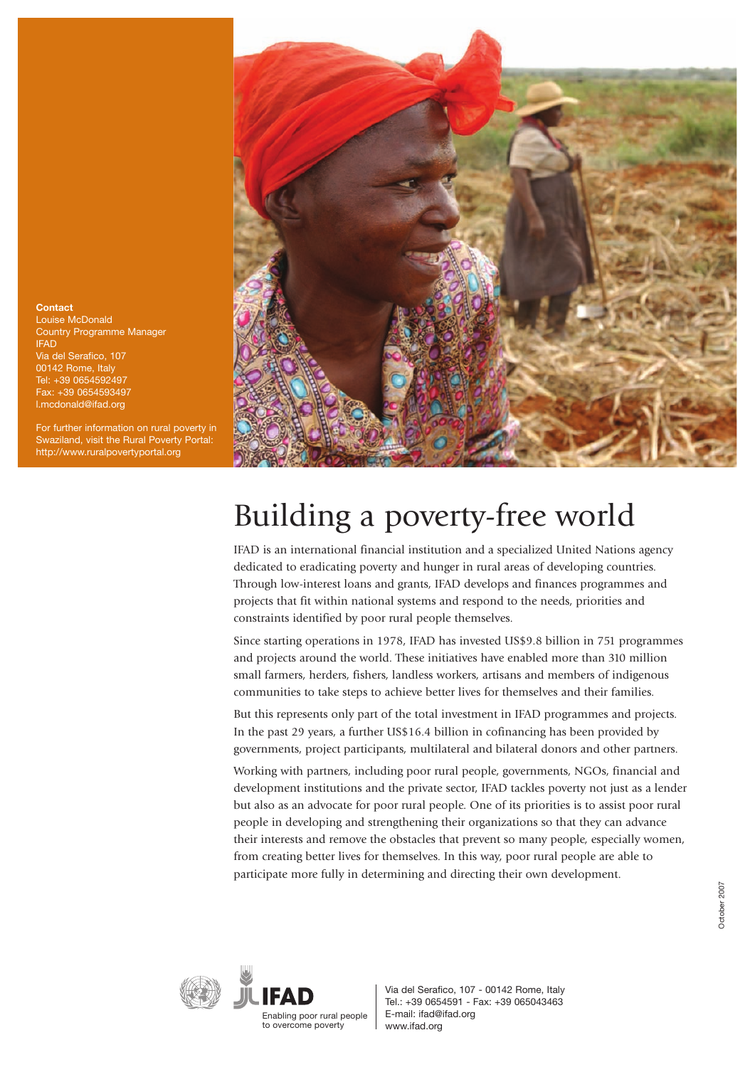**Contact**
Louise McDonald
Country Programme Manager
IFAD
Via del Serafico, 107
00142 Rome, Italy
Tel: +39 0654592497
Fax: +39 0654593497
l.mcdonald@ifad.org

For further information on rural poverty in Swaziland, visit the Rural Poverty Portal:
http://www.ruralpovertyportal.org

# Building a poverty-free world

IFAD is an international financial institution and a specialized United Nations agency dedicated to eradicating poverty and hunger in rural areas of developing countries. Through low-interest loans and grants, IFAD develops and finances programmes and projects that fit within national systems and respond to the needs, priorities and constraints identified by poor rural people themselves.

Since starting operations in 1978, IFAD has invested US$9.8 billion in 751 programmes and projects around the world. These initiatives have enabled more than 310 million small farmers, herders, fishers, landless workers, artisans and members of indigenous communities to take steps to achieve better lives for themselves and their families.

But this represents only part of the total investment in IFAD programmes and projects. In the past 29 years, a further US$16.4 billion in cofinancing has been provided by governments, project participants, multilateral and bilateral donors and other partners.

Working with partners, including poor rural people, governments, NGOs, financial and development institutions and the private sector, IFAD tackles poverty not just as a lender but also as an advocate for poor rural people. One of its priorities is to assist poor rural people in developing and strengthening their organizations so that they can advance their interests and remove the obstacles that prevent so many people, especially women, from creating better lives for themselves. In this way, poor rural people are able to participate more fully in determining and directing their own development.

October 2007

IFAD
Enabling poor rural people to overcome poverty

Via del Serafico, 107 - 00142 Rome, Italy
Tel.: +39 0654591 - Fax: +39 065043463
E-mail: ifad@ifad.org
www.ifad.org